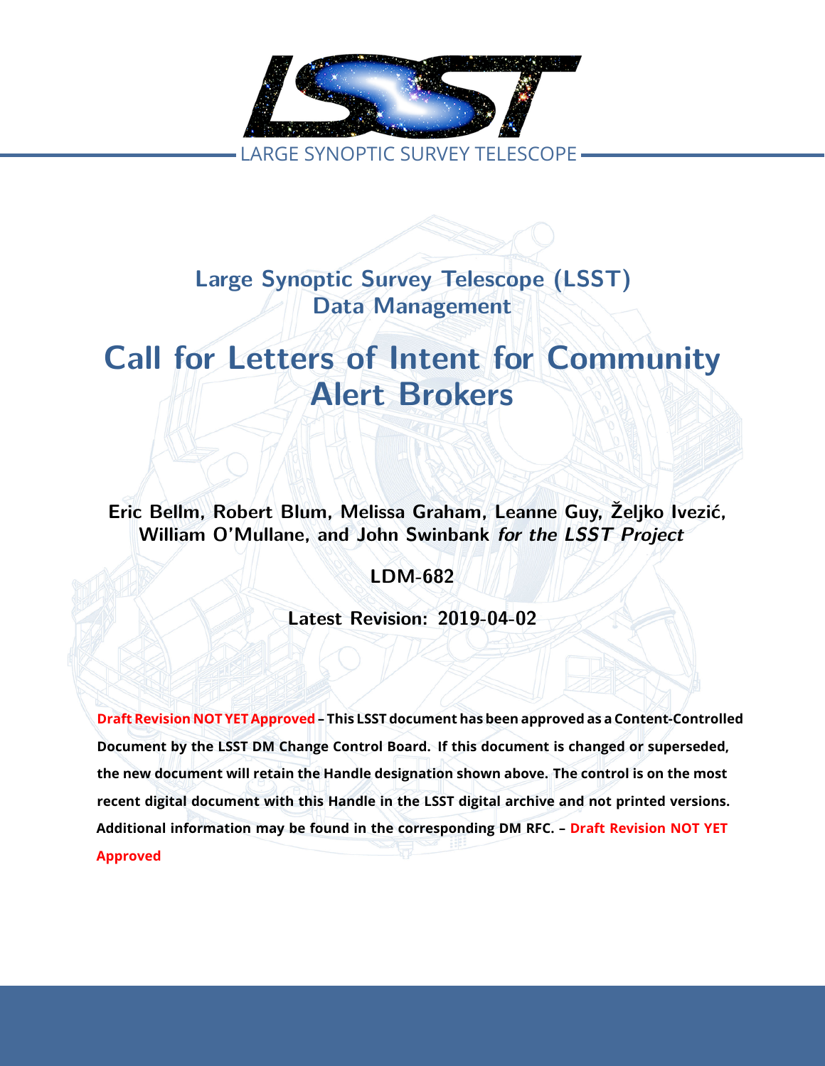LARGE SYNOPTIC SURVEY TELESCOPE

# Large Synoptic Survey Telescope (LSST) Data Management

# Call for Letters of Intent for Community Alert Brokers

**Eric Bellm, Robert Blum, Melissa Graham, Leanne Guy, Željko Ivezić, William O'Mullane, and John Swinbank** ***for the LSST Project***

**LDM-682**

**Latest Revision: 2019-04-02**

**Draft Revision NOT YET Approved – This LSST document has been approved as a Content-Controlled Document by the LSST DM Change Control Board. If this document is changed or superseded, the new document will retain the Handle designation shown above. The control is on the most recent digital document with this Handle in the LSST digital archive and not printed versions. Additional information may be found in the corresponding DM RFC. – Draft Revision NOT YET Approved**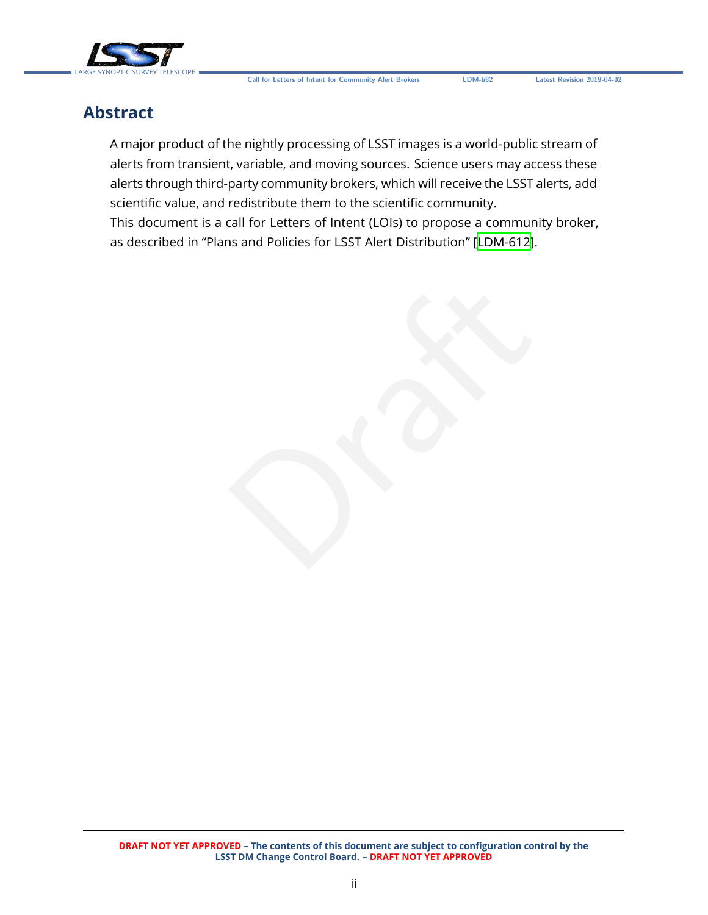# Abstract

A major product of the nightly processing of LSST images is a world-public stream of alerts from transient, variable, and moving sources. Science users may access these alerts through third-party community brokers, which will receive the LSST alerts, add scientific value, and redistribute them to the scientific community.

This document is a call for Letters of Intent (LOIs) to propose a community broker, as described in "Plans and Policies for LSST Alert Distribution" [LDM-612].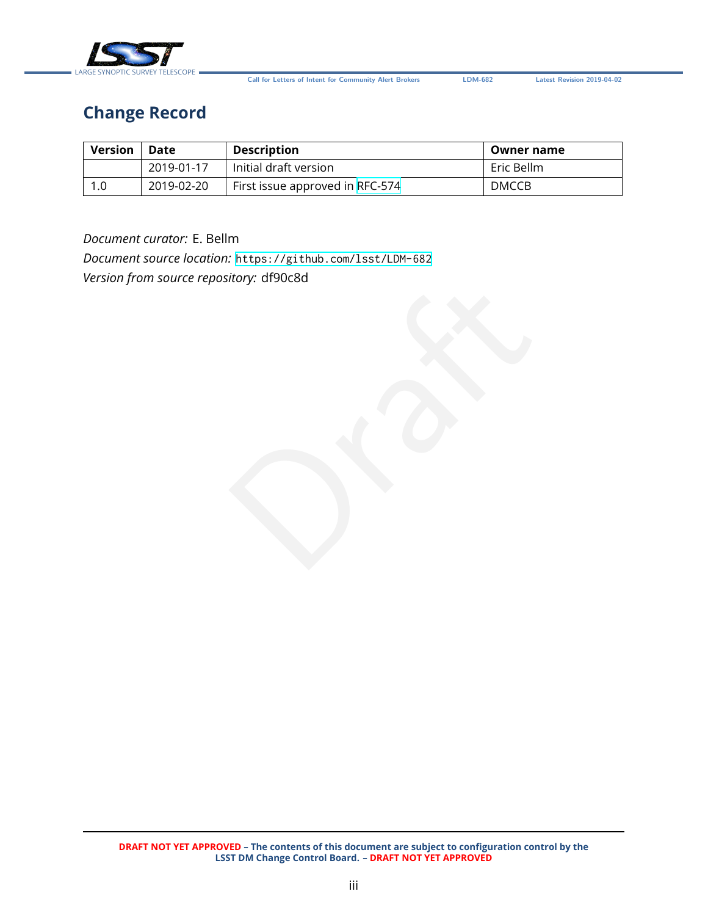# Change Record

| Version | Date | Description | Owner name |
| --- | --- | --- | --- |
| | 2019-01-17 | Initial draft version | Eric Bellm |
| 1.0 | 2019-02-20 | First issue approved in RFC-574 | DMCCB |

*Document curator:* E. Bellm
*Document source location:* `https://github.com/lsst/LDM-682`
*Version from source repository:* df90c8d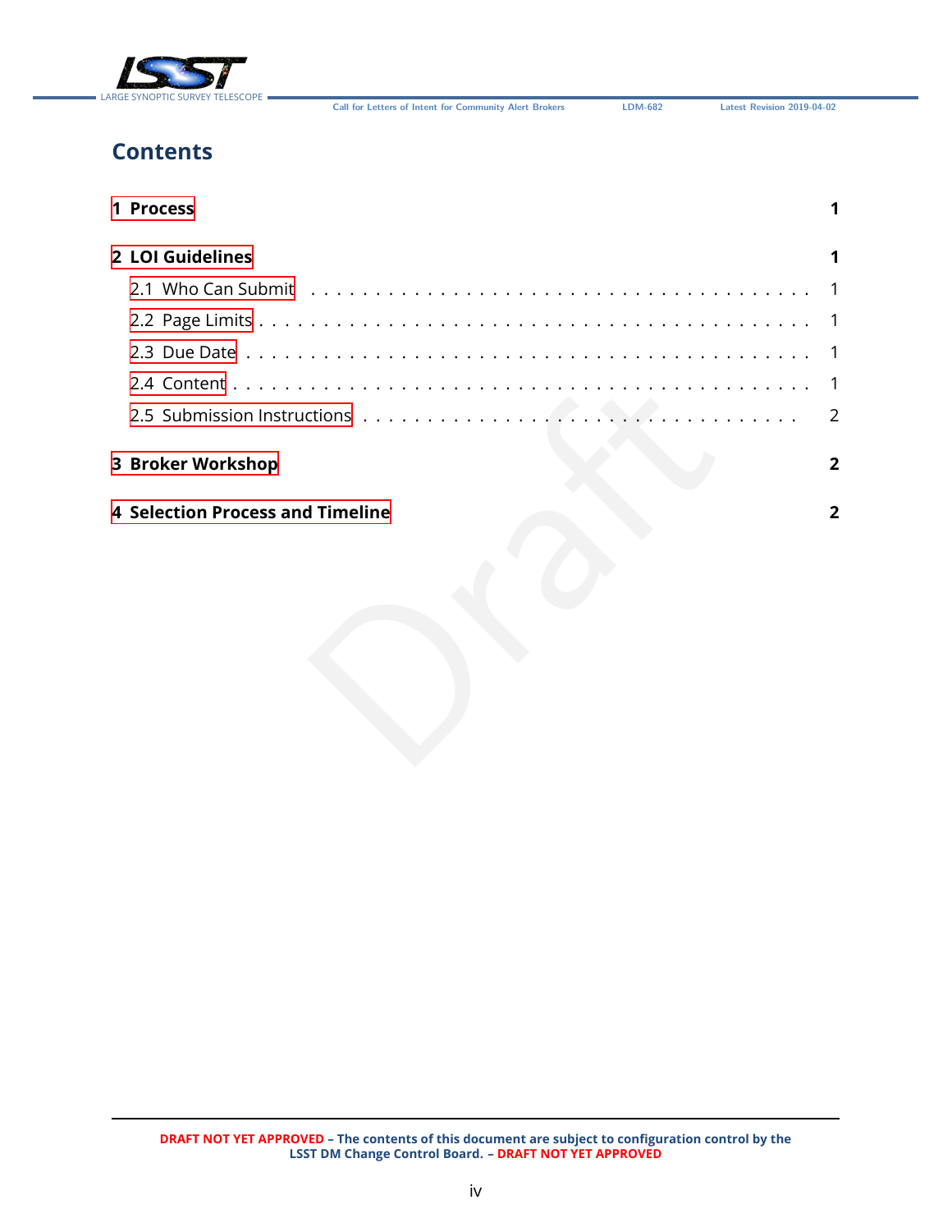# Contents

| | |
|---|---|
| **1 Process** | **1** |
| **2 LOI Guidelines** | **1** |
| 2.1 Who Can Submit | 1 |
| 2.2 Page Limits | 1 |
| 2.3 Due Date | 1 |
| 2.4 Content | 1 |
| 2.5 Submission Instructions | 2 |
| **3 Broker Workshop** | **2** |
| **4 Selection Process and Timeline** | **2** |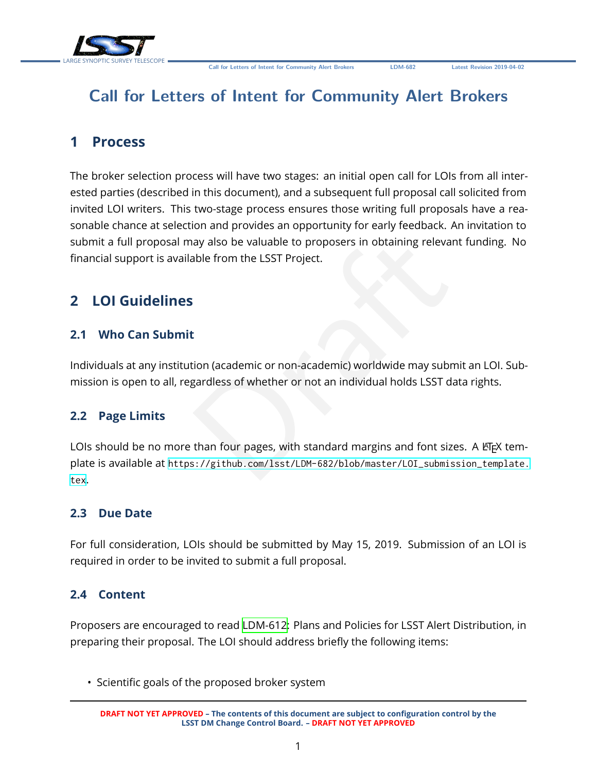# Call for Letters of Intent for Community Alert Brokers

## 1 Process

The broker selection process will have two stages: an initial open call for LOIs from all interested parties (described in this document), and a subsequent full proposal call solicited from invited LOI writers. This two-stage process ensures those writing full proposals have a reasonable chance at selection and provides an opportunity for early feedback. An invitation to submit a full proposal may also be valuable to proposers in obtaining relevant funding. No financial support is available from the LSST Project.

## 2 LOI Guidelines

### 2.1 Who Can Submit

Individuals at any institution (academic or non-academic) worldwide may submit an LOI. Submission is open to all, regardless of whether or not an individual holds LSST data rights.

### 2.2 Page Limits

LOIs should be no more than four pages, with standard margins and font sizes. A LaTeX template is available at https://github.com/lsst/LDM-682/blob/master/LOI_submission_template.tex.

### 2.3 Due Date

For full consideration, LOIs should be submitted by May 15, 2019. Submission of an LOI is required in order to be invited to submit a full proposal.

### 2.4 Content

Proposers are encouraged to read LDM-612: Plans and Policies for LSST Alert Distribution, in preparing their proposal. The LOI should address briefly the following items:

- Scientific goals of the proposed broker system

**DRAFT NOT YET APPROVED – The contents of this document are subject to configuration control by the LSST DM Change Control Board. – DRAFT NOT YET APPROVED**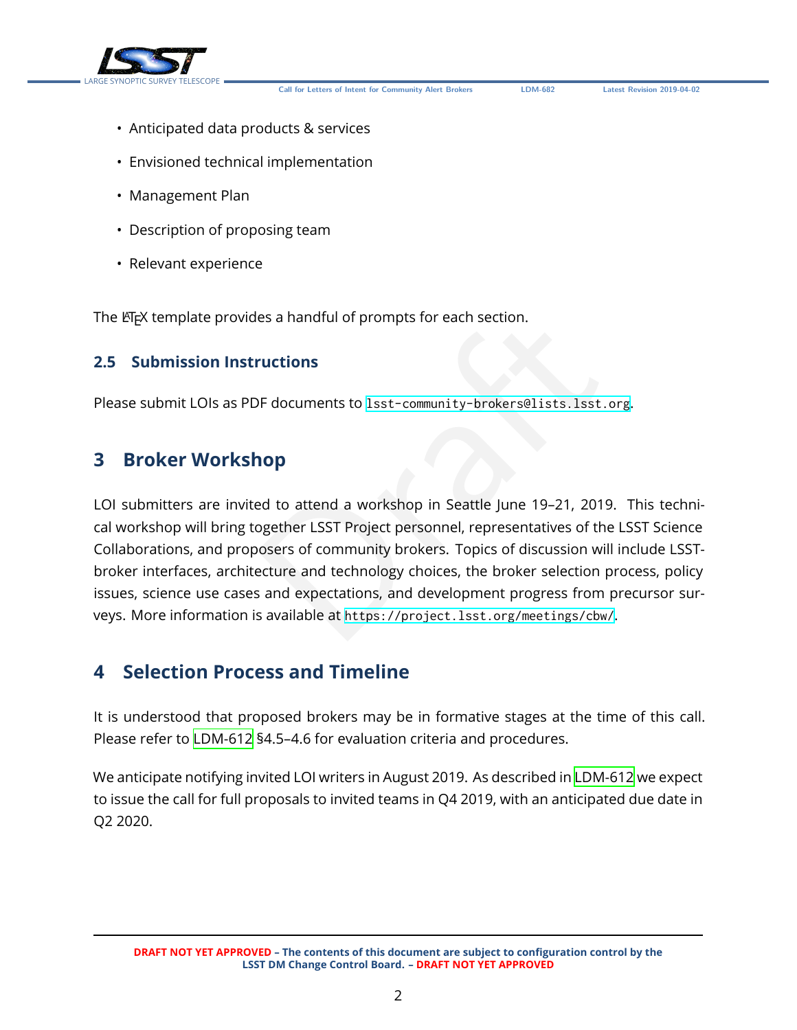- Anticipated data products & services
- Envisioned technical implementation
- Management Plan
- Description of proposing team
- Relevant experience

The LaTeX template provides a handful of prompts for each section.

### 2.5 Submission Instructions

Please submit LOIs as PDF documents to `lsst-community-brokers@lists.lsst.org`.

## 3 Broker Workshop

LOI submitters are invited to attend a workshop in Seattle June 19–21, 2019. This technical workshop will bring together LSST Project personnel, representatives of the LSST Science Collaborations, and proposers of community brokers. Topics of discussion will include LSST-broker interfaces, architecture and technology choices, the broker selection process, policy issues, science use cases and expectations, and development progress from precursor surveys. More information is available at `https://project.lsst.org/meetings/cbw/`.

## 4 Selection Process and Timeline

It is understood that proposed brokers may be in formative stages at the time of this call. Please refer to LDM-612 §4.5–4.6 for evaluation criteria and procedures.

We anticipate notifying invited LOI writers in August 2019. As described in LDM-612 we expect to issue the call for full proposals to invited teams in Q4 2019, with an anticipated due date in Q2 2020.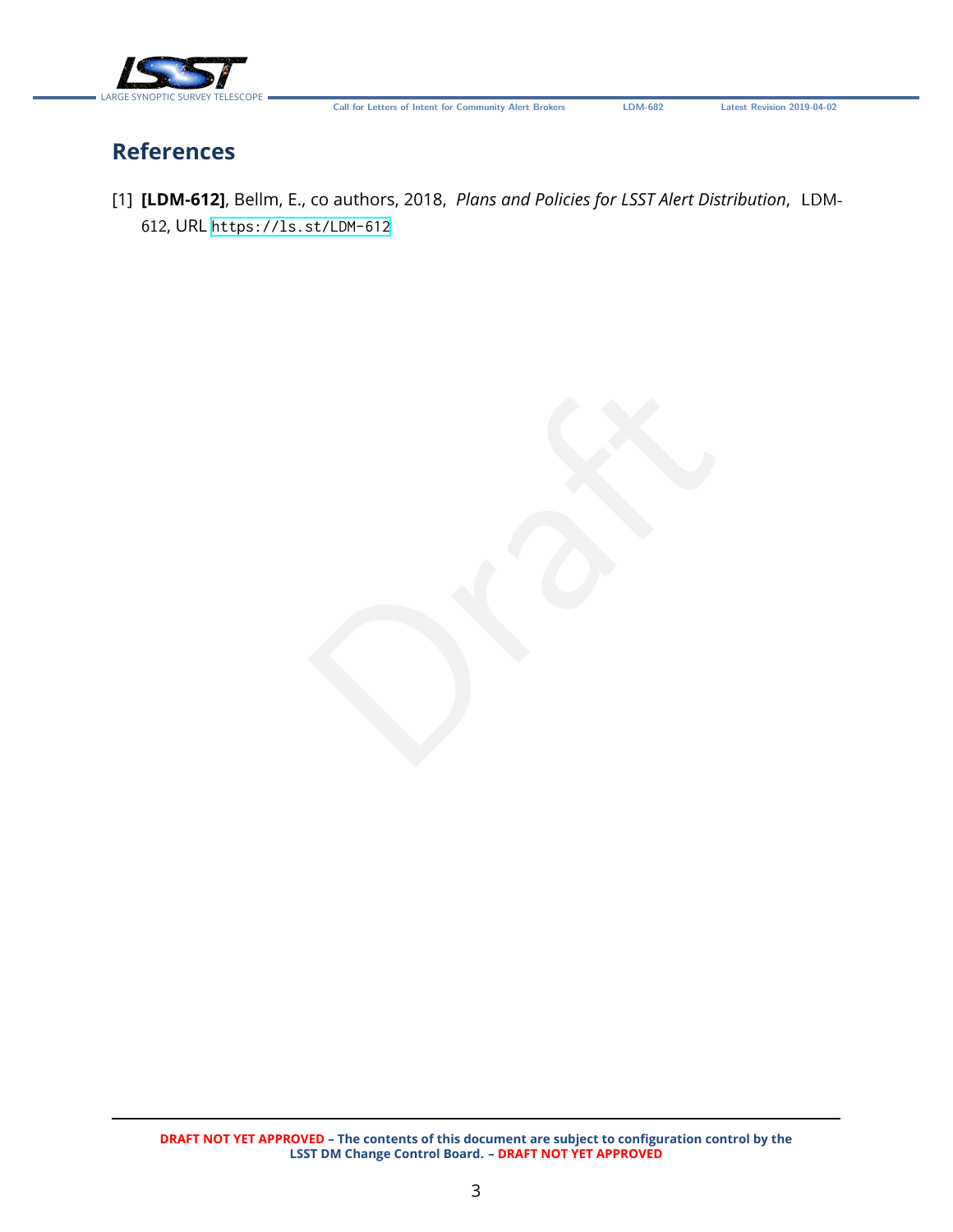# References

[1] **[LDM-612]**, Bellm, E., co authors, 2018, *Plans and Policies for LSST Alert Distribution*, LDM-612, URL https://ls.st/LDM-612